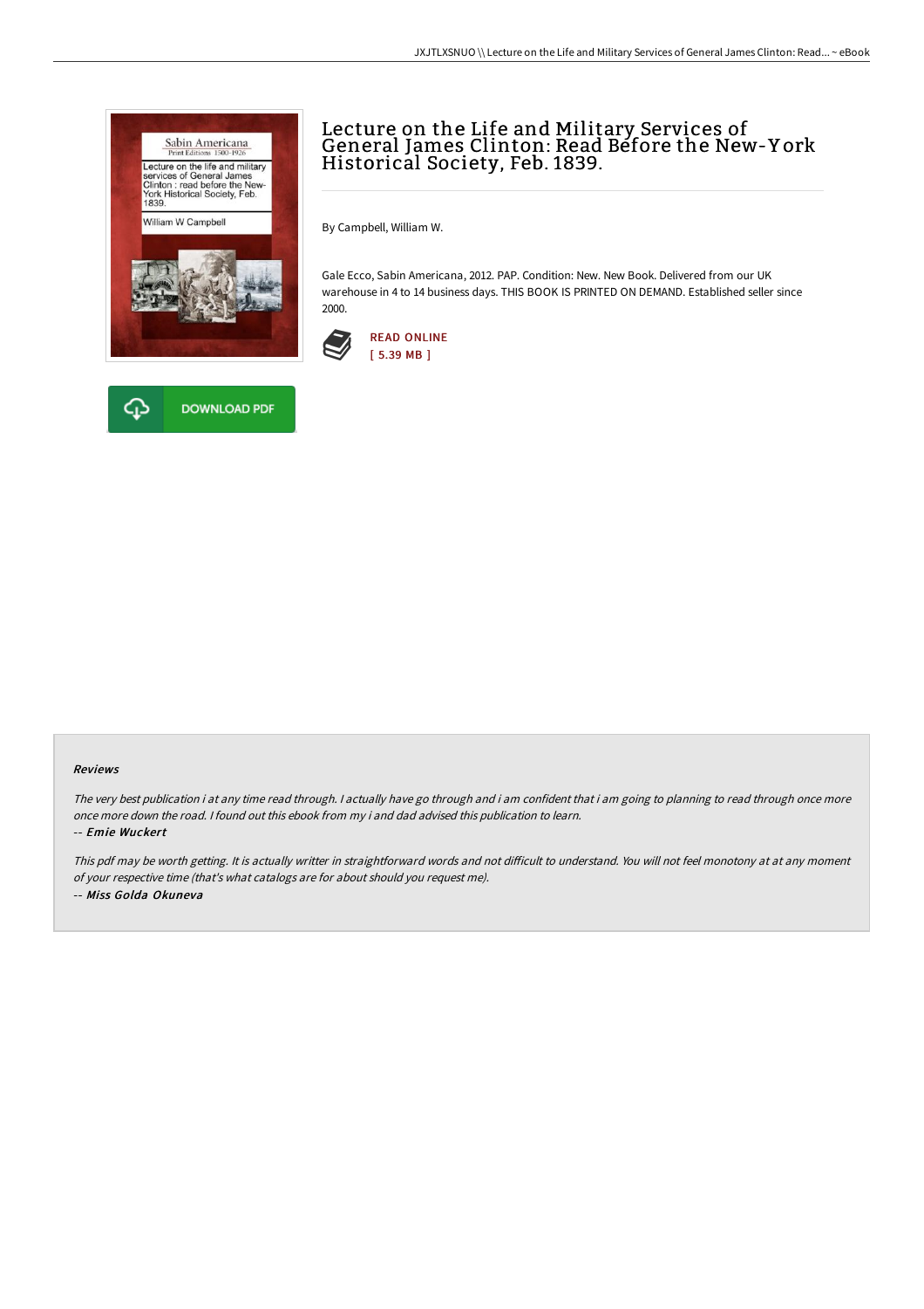# Lecture on the Life and Military Services of General James Clinton: Read Before the New-York Historical Society, Feb. 1839.

By Campbell, William W.

Gale Ecco, Sabin Americana, 2012. PAP. Condition: New. New Book. Delivered from our UK warehouse in 4 to 14 business days. THIS BOOK IS PRINTED ON DEMAND. Established seller since 2000.

READ ONLINE
[ 5.39 MB ]

DOWNLOAD PDF

### Reviews

*The very best publication i at any time read through. I actually have go through and i am confident that i am going to planning to read through once more once more down the road. I found out this ebook from my i and dad advised this publication to learn.*

-- ***Emie Wuckert***

*This pdf may be worth getting. It is actually writter in straightforward words and not difficult to understand. You will not feel monotony at at any moment of your respective time (that's what catalogs are for about should you request me).*

-- ***Miss Golda Okuneva***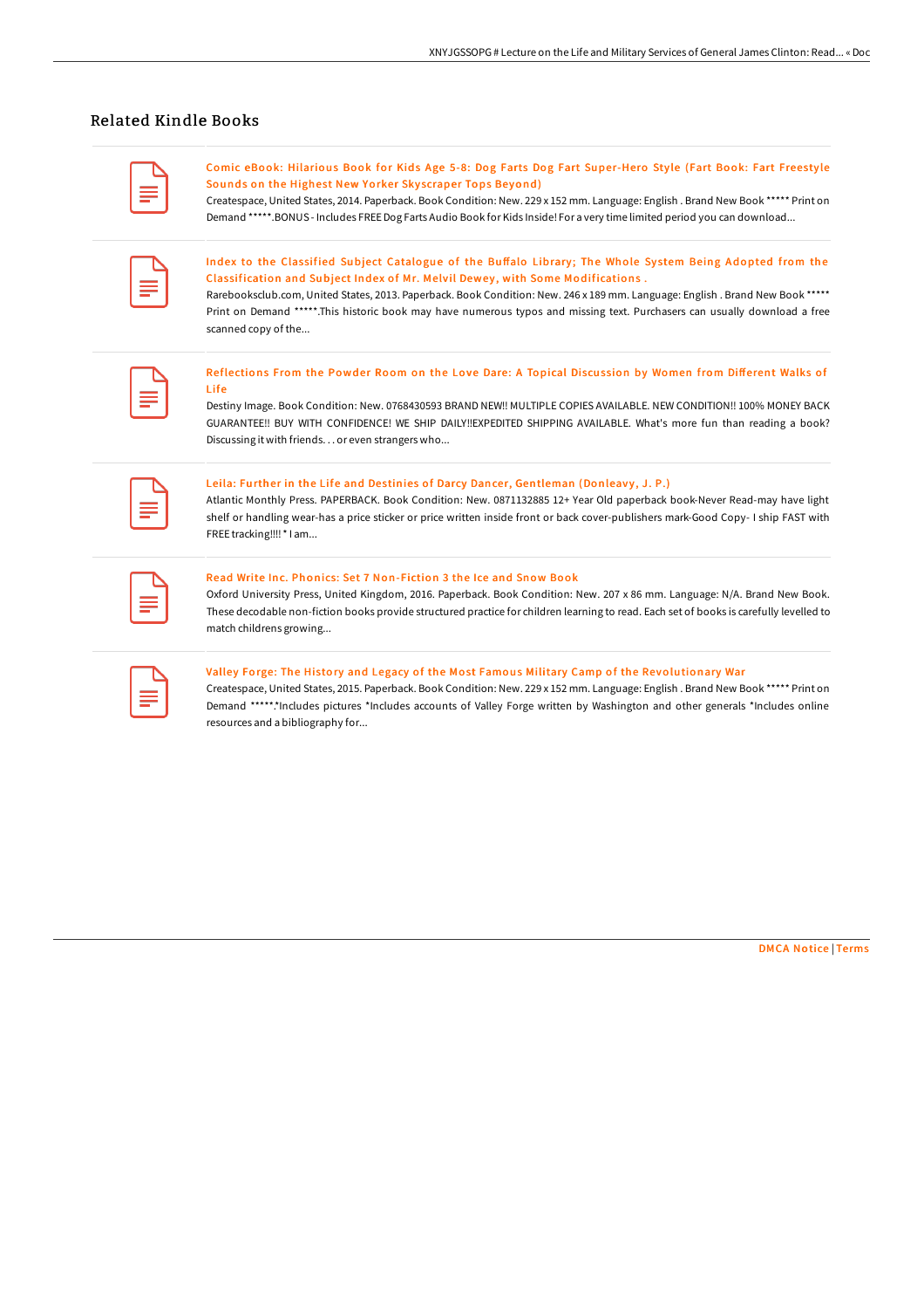## Related Kindle Books

**Comic eBook: Hilarious Book for Kids Age 5-8: Dog Farts Dog Fart Super-Hero Style (Fart Book: Fart Freestyle Sounds on the Highest New Yorker Skyscraper Tops Beyond)**

Createspace, United States, 2014. Paperback. Book Condition: New. 229 x 152 mm. Language: English . Brand New Book ***** Print on Demand *****.BONUS - Includes FREE Dog Farts Audio Book for Kids Inside! For a very time limited period you can download...

**Index to the Classified Subject Catalogue of the Buffalo Library; The Whole System Being Adopted from the Classification and Subject Index of Mr. Melvil Dewey, with Some Modifications .**

Rarebooksclub.com, United States, 2013. Paperback. Book Condition: New. 246 x 189 mm. Language: English . Brand New Book ***** Print on Demand *****.This historic book may have numerous typos and missing text. Purchasers can usually download a free scanned copy of the...

**Reflections From the Powder Room on the Love Dare: A Topical Discussion by Women from Different Walks of Life**

Destiny Image. Book Condition: New. 0768430593 BRAND NEW!! MULTIPLE COPIES AVAILABLE. NEW CONDITION!! 100% MONEY BACK GUARANTEE!! BUY WITH CONFIDENCE! WE SHIP DAILY!!EXPEDITED SHIPPING AVAILABLE. What's more fun than reading a book? Discussing it with friends. . . or even strangers who...

**Leila: Further in the Life and Destinies of Darcy Dancer, Gentleman (Donleavy, J. P.)**

Atlantic Monthly Press. PAPERBACK. Book Condition: New. 0871132885 12+ Year Old paperback book-Never Read-may have light shelf or handling wear-has a price sticker or price written inside front or back cover-publishers mark-Good Copy- I ship FAST with FREE tracking!!!! * I am...

**Read Write Inc. Phonics: Set 7 Non-Fiction 3 the Ice and Snow Book**

Oxford University Press, United Kingdom, 2016. Paperback. Book Condition: New. 207 x 86 mm. Language: N/A. Brand New Book. These decodable non-fiction books provide structured practice for children learning to read. Each set of books is carefully levelled to match childrens growing...

**Valley Forge: The History and Legacy of the Most Famous Military Camp of the Revolutionary War**

Createspace, United States, 2015. Paperback. Book Condition: New. 229 x 152 mm. Language: English . Brand New Book ***** Print on Demand *****.*Includes pictures *Includes accounts of Valley Forge written by Washington and other generals *Includes online resources and a bibliography for...